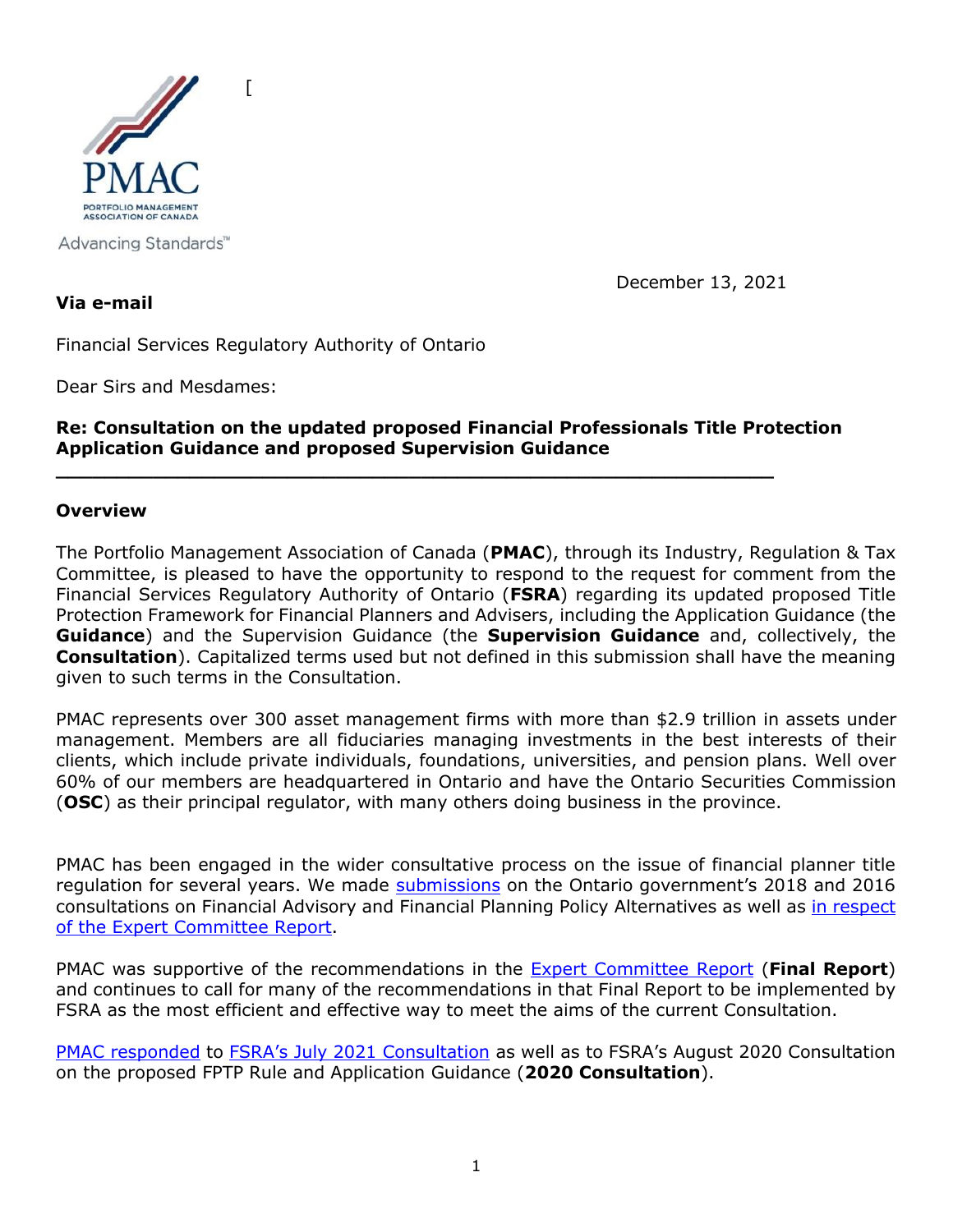[

December 13, 2021

**Via e-mail**

Financial Services Regulatory Authority of Ontario

Dear Sirs and Mesdames:

**Re: Consultation on the updated proposed Financial Professionals Title Protection Application Guidance and proposed Supervision Guidance**

---

## Overview

The Portfolio Management Association of Canada (**PMAC**), through its Industry, Regulation & Tax Committee, is pleased to have the opportunity to respond to the request for comment from the Financial Services Regulatory Authority of Ontario (**FSRA**) regarding its updated proposed Title Protection Framework for Financial Planners and Advisers, including the Application Guidance (the **Guidance**) and the Supervision Guidance (the **Supervision Guidance** and, collectively, the **Consultation**). Capitalized terms used but not defined in this submission shall have the meaning given to such terms in the Consultation.

PMAC represents over 300 asset management firms with more than $2.9 trillion in assets under management. Members are all fiduciaries managing investments in the best interests of their clients, which include private individuals, foundations, universities, and pension plans. Well over 60% of our members are headquartered in Ontario and have the Ontario Securities Commission (**OSC**) as their principal regulator, with many others doing business in the province.

PMAC has been engaged in the wider consultative process on the issue of financial planner title regulation for several years. We made submissions on the Ontario government's 2018 and 2016 consultations on Financial Advisory and Financial Planning Policy Alternatives as well as in respect of the Expert Committee Report.

PMAC was supportive of the recommendations in the Expert Committee Report (**Final Report**) and continues to call for many of the recommendations in that Final Report to be implemented by FSRA as the most efficient and effective way to meet the aims of the current Consultation.

PMAC responded to FSRA's July 2021 Consultation as well as to FSRA's August 2020 Consultation on the proposed FPTP Rule and Application Guidance (**2020 Consultation**).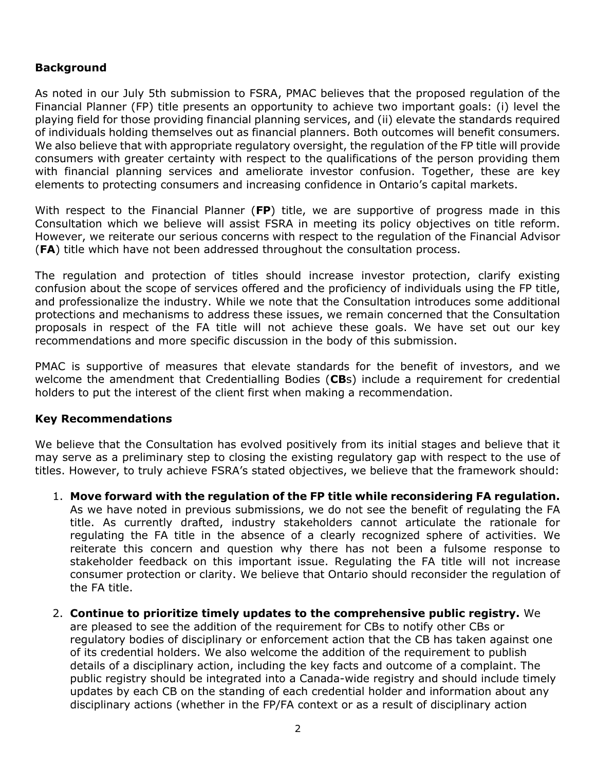## Background

As noted in our July 5th submission to FSRA, PMAC believes that the proposed regulation of the Financial Planner (FP) title presents an opportunity to achieve two important goals: (i) level the playing field for those providing financial planning services, and (ii) elevate the standards required of individuals holding themselves out as financial planners. Both outcomes will benefit consumers. We also believe that with appropriate regulatory oversight, the regulation of the FP title will provide consumers with greater certainty with respect to the qualifications of the person providing them with financial planning services and ameliorate investor confusion. Together, these are key elements to protecting consumers and increasing confidence in Ontario's capital markets.

With respect to the Financial Planner (**FP**) title, we are supportive of progress made in this Consultation which we believe will assist FSRA in meeting its policy objectives on title reform. However, we reiterate our serious concerns with respect to the regulation of the Financial Advisor (**FA**) title which have not been addressed throughout the consultation process.

The regulation and protection of titles should increase investor protection, clarify existing confusion about the scope of services offered and the proficiency of individuals using the FP title, and professionalize the industry. While we note that the Consultation introduces some additional protections and mechanisms to address these issues, we remain concerned that the Consultation proposals in respect of the FA title will not achieve these goals. We have set out our key recommendations and more specific discussion in the body of this submission.

PMAC is supportive of measures that elevate standards for the benefit of investors, and we welcome the amendment that Credentialling Bodies (**CB**s) include a requirement for credential holders to put the interest of the client first when making a recommendation.

## Key Recommendations

We believe that the Consultation has evolved positively from its initial stages and believe that it may serve as a preliminary step to closing the existing regulatory gap with respect to the use of titles. However, to truly achieve FSRA's stated objectives, we believe that the framework should:

1. **Move forward with the regulation of the FP title while reconsidering FA regulation.** As we have noted in previous submissions, we do not see the benefit of regulating the FA title. As currently drafted, industry stakeholders cannot articulate the rationale for regulating the FA title in the absence of a clearly recognized sphere of activities. We reiterate this concern and question why there has not been a fulsome response to stakeholder feedback on this important issue. Regulating the FA title will not increase consumer protection or clarity. We believe that Ontario should reconsider the regulation of the FA title.

2. **Continue to prioritize timely updates to the comprehensive public registry.** We are pleased to see the addition of the requirement for CBs to notify other CBs or regulatory bodies of disciplinary or enforcement action that the CB has taken against one of its credential holders. We also welcome the addition of the requirement to publish details of a disciplinary action, including the key facts and outcome of a complaint. The public registry should be integrated into a Canada-wide registry and should include timely updates by each CB on the standing of each credential holder and information about any disciplinary actions (whether in the FP/FA context or as a result of disciplinary action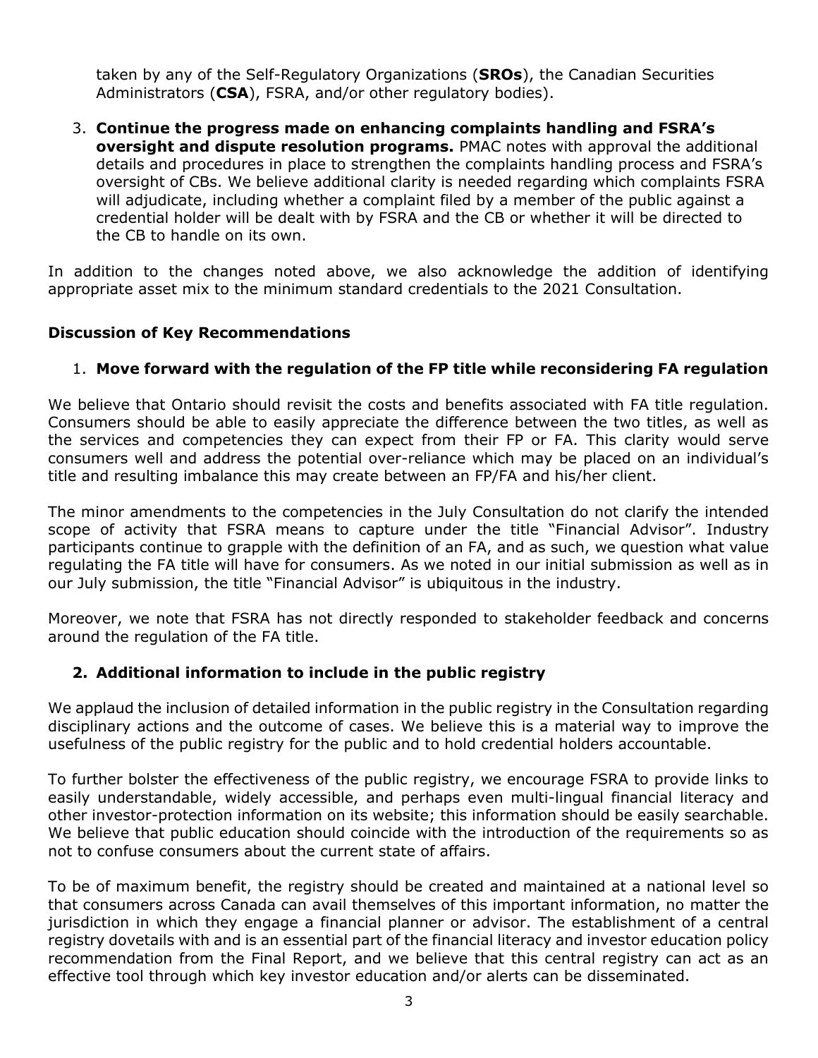taken by any of the Self-Regulatory Organizations (**SROs**), the Canadian Securities Administrators (**CSA**), FSRA, and/or other regulatory bodies).

3. **Continue the progress made on enhancing complaints handling and FSRA's oversight and dispute resolution programs.** PMAC notes with approval the additional details and procedures in place to strengthen the complaints handling process and FSRA's oversight of CBs. We believe additional clarity is needed regarding which complaints FSRA will adjudicate, including whether a complaint filed by a member of the public against a credential holder will be dealt with by FSRA and the CB or whether it will be directed to the CB to handle on its own.

In addition to the changes noted above, we also acknowledge the addition of identifying appropriate asset mix to the minimum standard credentials to the 2021 Consultation.

### Discussion of Key Recommendations

1. **Move forward with the regulation of the FP title while reconsidering FA regulation**

We believe that Ontario should revisit the costs and benefits associated with FA title regulation. Consumers should be able to easily appreciate the difference between the two titles, as well as the services and competencies they can expect from their FP or FA. This clarity would serve consumers well and address the potential over-reliance which may be placed on an individual's title and resulting imbalance this may create between an FP/FA and his/her client.

The minor amendments to the competencies in the July Consultation do not clarify the intended scope of activity that FSRA means to capture under the title "Financial Advisor". Industry participants continue to grapple with the definition of an FA, and as such, we question what value regulating the FA title will have for consumers. As we noted in our initial submission as well as in our July submission, the title "Financial Advisor" is ubiquitous in the industry.

Moreover, we note that FSRA has not directly responded to stakeholder feedback and concerns around the regulation of the FA title.

2. **Additional information to include in the public registry**

We applaud the inclusion of detailed information in the public registry in the Consultation regarding disciplinary actions and the outcome of cases. We believe this is a material way to improve the usefulness of the public registry for the public and to hold credential holders accountable.

To further bolster the effectiveness of the public registry, we encourage FSRA to provide links to easily understandable, widely accessible, and perhaps even multi-lingual financial literacy and other investor-protection information on its website; this information should be easily searchable. We believe that public education should coincide with the introduction of the requirements so as not to confuse consumers about the current state of affairs.

To be of maximum benefit, the registry should be created and maintained at a national level so that consumers across Canada can avail themselves of this important information, no matter the jurisdiction in which they engage a financial planner or advisor. The establishment of a central registry dovetails with and is an essential part of the financial literacy and investor education policy recommendation from the Final Report, and we believe that this central registry can act as an effective tool through which key investor education and/or alerts can be disseminated.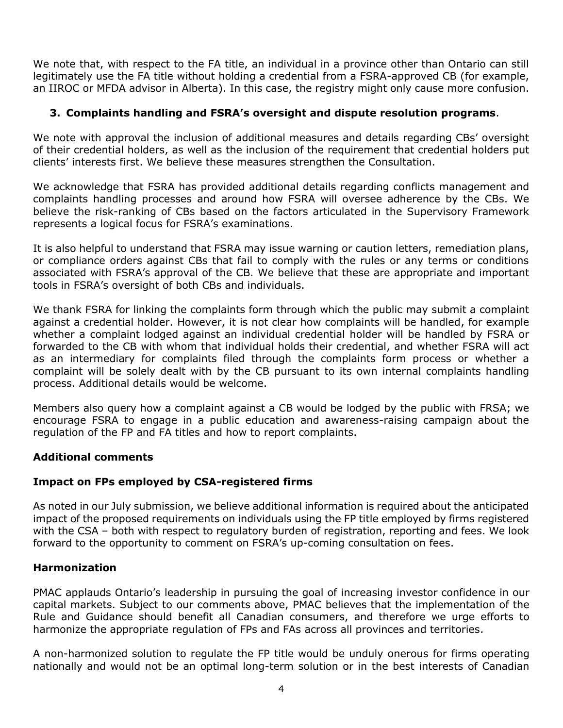We note that, with respect to the FA title, an individual in a province other than Ontario can still legitimately use the FA title without holding a credential from a FSRA-approved CB (for example, an IIROC or MFDA advisor in Alberta). In this case, the registry might only cause more confusion.

### 3. Complaints handling and FSRA's oversight and dispute resolution programs.

We note with approval the inclusion of additional measures and details regarding CBs' oversight of their credential holders, as well as the inclusion of the requirement that credential holders put clients' interests first. We believe these measures strengthen the Consultation.

We acknowledge that FSRA has provided additional details regarding conflicts management and complaints handling processes and around how FSRA will oversee adherence by the CBs. We believe the risk-ranking of CBs based on the factors articulated in the Supervisory Framework represents a logical focus for FSRA's examinations.

It is also helpful to understand that FSRA may issue warning or caution letters, remediation plans, or compliance orders against CBs that fail to comply with the rules or any terms or conditions associated with FSRA's approval of the CB. We believe that these are appropriate and important tools in FSRA's oversight of both CBs and individuals.

We thank FSRA for linking the complaints form through which the public may submit a complaint against a credential holder. However, it is not clear how complaints will be handled, for example whether a complaint lodged against an individual credential holder will be handled by FSRA or forwarded to the CB with whom that individual holds their credential, and whether FSRA will act as an intermediary for complaints filed through the complaints form process or whether a complaint will be solely dealt with by the CB pursuant to its own internal complaints handling process. Additional details would be welcome.

Members also query how a complaint against a CB would be lodged by the public with FRSA; we encourage FSRA to engage in a public education and awareness-raising campaign about the regulation of the FP and FA titles and how to report complaints.

### Additional comments

### Impact on FPs employed by CSA-registered firms

As noted in our July submission, we believe additional information is required about the anticipated impact of the proposed requirements on individuals using the FP title employed by firms registered with the CSA – both with respect to regulatory burden of registration, reporting and fees. We look forward to the opportunity to comment on FSRA's up-coming consultation on fees.

### Harmonization

PMAC applauds Ontario's leadership in pursuing the goal of increasing investor confidence in our capital markets. Subject to our comments above, PMAC believes that the implementation of the Rule and Guidance should benefit all Canadian consumers, and therefore we urge efforts to harmonize the appropriate regulation of FPs and FAs across all provinces and territories.

A non-harmonized solution to regulate the FP title would be unduly onerous for firms operating nationally and would not be an optimal long-term solution or in the best interests of Canadian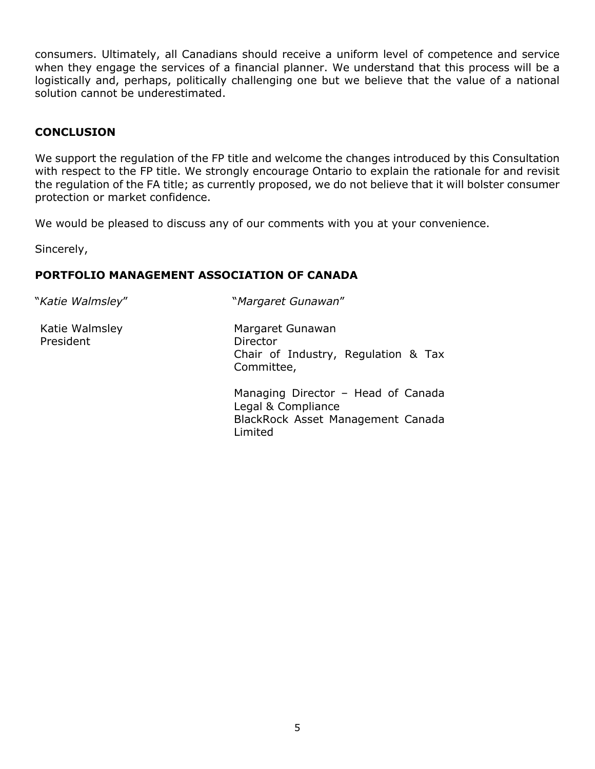consumers. Ultimately, all Canadians should receive a uniform level of competence and service when they engage the services of a financial planner. We understand that this process will be a logistically and, perhaps, politically challenging one but we believe that the value of a national solution cannot be underestimated.

## CONCLUSION

We support the regulation of the FP title and welcome the changes introduced by this Consultation with respect to the FP title. We strongly encourage Ontario to explain the rationale for and revisit the regulation of the FA title; as currently proposed, we do not believe that it will bolster consumer protection or market confidence.

We would be pleased to discuss any of our comments with you at your convenience.

Sincerely,

**PORTFOLIO MANAGEMENT ASSOCIATION OF CANADA**

"*Katie Walmsley*"

Katie Walmsley
President

"*Margaret Gunawan*"

Margaret Gunawan
Director
Chair of Industry, Regulation & Tax Committee,

Managing Director – Head of Canada Legal & Compliance
BlackRock Asset Management Canada Limited